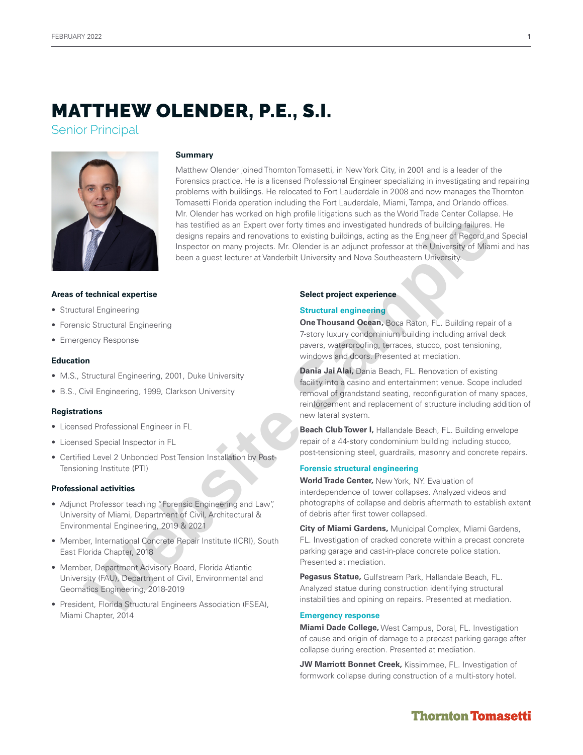# MATTHEW OLENDER, P.E., S.I.

Senior Principal

### Summary

Matthew Olender joined Thornton Tomasetti, in New York City, in 2001 and is a leader of the Forensics practice. He is a licensed Professional Engineer specializing in investigating and repairing problems with buildings. He relocated to Fort Lauderdale in 2008 and now manages the Thornton Tomasetti Florida operation including the Fort Lauderdale, Miami, Tampa, and Orlando offices. Mr. Olender has worked on high profile litigations such as the World Trade Center Collapse. He has testified as an Expert over forty times and investigated hundreds of building failures. He designs repairs and renovations to existing buildings, acting as the Engineer of Record and Special Inspector on many projects. Mr. Olender is an adjunct professor at the University of Miami and has been a guest lecturer at Vanderbilt University and Nova Southeastern University.

### Areas of technical expertise

- Structural Engineering
- Forensic Structural Engineering
- Emergency Response

### Education

- M.S., Structural Engineering, 2001, Duke University
- B.S., Civil Engineering, 1999, Clarkson University

### Registrations

- Licensed Professional Engineer in FL
- Licensed Special Inspector in FL
- Certified Level 2 Unbonded Post Tension Installation by Post-Tensioning Institute (PTI)

### Professional activities

- Adjunct Professor teaching "Forensic Engineering and Law", University of Miami, Department of Civil, Architectural & Environmental Engineering, 2019 & 2021
- Member, International Concrete Repair Institute (ICRI), South East Florida Chapter, 2018
- Member, Department Advisory Board, Florida Atlantic University (FAU), Department of Civil, Environmental and Geomatics Engineering, 2018-2019
- President, Florida Structural Engineers Association (FSEA), Miami Chapter, 2014

### Select project experience

#### Structural engineering

**One Thousand Ocean,** Boca Raton, FL. Building repair of a 7-story luxury condominium building including arrival deck pavers, waterproofing, terraces, stucco, post tensioning, windows and doors. Presented at mediation.

**Dania Jai Alai,** Dania Beach, FL. Renovation of existing facility into a casino and entertainment venue. Scope included removal of grandstand seating, reconfiguration of many spaces, reinforcement and replacement of structure including addition of new lateral system.

**Beach Club Tower I,** Hallandale Beach, FL. Building envelope repair of a 44-story condominium building including stucco, post-tensioning steel, guardrails, masonry and concrete repairs.

#### Forensic structural engineering

**World Trade Center,** New York, NY. Evaluation of interdependence of tower collapses. Analyzed videos and photographs of collapse and debris aftermath to establish extent of debris after first tower collapsed.

**City of Miami Gardens,** Municipal Complex, Miami Gardens, FL. Investigation of cracked concrete within a precast concrete parking garage and cast-in-place concrete police station. Presented at mediation.

**Pegasus Statue,** Gulfstream Park, Hallandale Beach, FL. Analyzed statue during construction identifying structural instabilities and opining on repairs. Presented at mediation.

#### Emergency response

**Miami Dade College,** West Campus, Doral, FL. Investigation of cause and origin of damage to a precast parking garage after collapse during erection. Presented at mediation.

**JW Marriott Bonnet Creek,** Kissimmee, FL. Investigation of formwork collapse during construction of a multi-story hotel.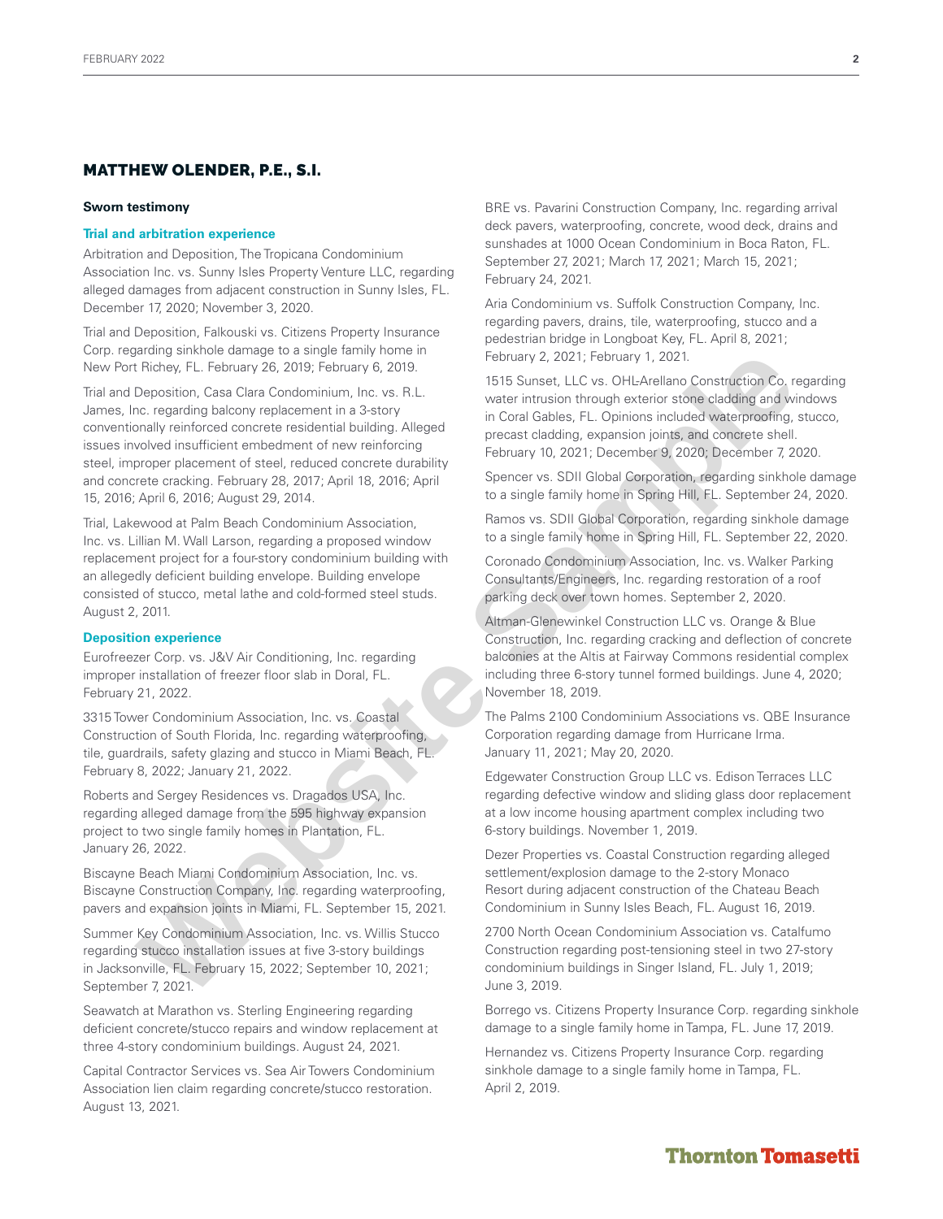## MATTHEW OLENDER, P.E., S.I.

**Sworn testimony**

### Trial and arbitration experience

Arbitration and Deposition, The Tropicana Condominium Association Inc. vs. Sunny Isles Property Venture LLC, regarding alleged damages from adjacent construction in Sunny Isles, FL. December 17, 2020; November 3, 2020.

Trial and Deposition, Falkouski vs. Citizens Property Insurance Corp. regarding sinkhole damage to a single family home in New Port Richey, FL. February 26, 2019; February 6, 2019.

Trial and Deposition, Casa Clara Condominium, Inc. vs. R.L. James, Inc. regarding balcony replacement in a 3-story conventionally reinforced concrete residential building. Alleged issues involved insufficient embedment of new reinforcing steel, improper placement of steel, reduced concrete durability and concrete cracking. February 28, 2017; April 18, 2016; April 15, 2016; April 6, 2016; August 29, 2014.

Trial, Lakewood at Palm Beach Condominium Association, Inc. vs. Lillian M. Wall Larson, regarding a proposed window replacement project for a four-story condominium building with an allegedly deficient building envelope. Building envelope consisted of stucco, metal lathe and cold-formed steel studs. August 2, 2011.

### Deposition experience

Eurofreezer Corp. vs. J&V Air Conditioning, Inc. regarding improper installation of freezer floor slab in Doral, FL. February 21, 2022.

3315 Tower Condominium Association, Inc. vs. Coastal Construction of South Florida, Inc. regarding waterproofing, tile, guardrails, safety glazing and stucco in Miami Beach, FL. February 8, 2022; January 21, 2022.

Roberts and Sergey Residences vs. Dragados USA, Inc. regarding alleged damage from the 595 highway expansion project to two single family homes in Plantation, FL. January 26, 2022.

Biscayne Beach Miami Condominium Association, Inc. vs. Biscayne Construction Company, Inc. regarding waterproofing, pavers and expansion joints in Miami, FL. September 15, 2021.

Summer Key Condominium Association, Inc. vs. Willis Stucco regarding stucco installation issues at five 3-story buildings in Jacksonville, FL. February 15, 2022; September 10, 2021; September 7, 2021.

Seawatch at Marathon vs. Sterling Engineering regarding deficient concrete/stucco repairs and window replacement at three 4-story condominium buildings. August 24, 2021.

Capital Contractor Services vs. Sea Air Towers Condominium Association lien claim regarding concrete/stucco restoration. August 13, 2021.

BRE vs. Pavarini Construction Company, Inc. regarding arrival deck pavers, waterproofing, concrete, wood deck, drains and sunshades at 1000 Ocean Condominium in Boca Raton, FL. September 27, 2021; March 17, 2021; March 15, 2021; February 24, 2021.

Aria Condominium vs. Suffolk Construction Company, Inc. regarding pavers, drains, tile, waterproofing, stucco and a pedestrian bridge in Longboat Key, FL. April 8, 2021; February 2, 2021; February 1, 2021.

1515 Sunset, LLC vs. OHL-Arellano Construction Co. regarding water intrusion through exterior stone cladding and windows in Coral Gables, FL. Opinions included waterproofing, stucco, precast cladding, expansion joints, and concrete shell. February 10, 2021; December 9, 2020; December 7, 2020.

Spencer vs. SDII Global Corporation, regarding sinkhole damage to a single family home in Spring Hill, FL. September 24, 2020.

Ramos vs. SDII Global Corporation, regarding sinkhole damage to a single family home in Spring Hill, FL. September 22, 2020.

Coronado Condominium Association, Inc. vs. Walker Parking Consultants/Engineers, Inc. regarding restoration of a roof parking deck over town homes. September 2, 2020.

Altman-Glenewinkel Construction LLC vs. Orange & Blue Construction, Inc. regarding cracking and deflection of concrete balconies at the Altis at Fairway Commons residential complex including three 6-story tunnel formed buildings. June 4, 2020; November 18, 2019.

The Palms 2100 Condominium Associations vs. QBE Insurance Corporation regarding damage from Hurricane Irma. January 11, 2021; May 20, 2020.

Edgewater Construction Group LLC vs. Edison Terraces LLC regarding defective window and sliding glass door replacement at a low income housing apartment complex including two 6-story buildings. November 1, 2019.

Dezer Properties vs. Coastal Construction regarding alleged settlement/explosion damage to the 2-story Monaco Resort during adjacent construction of the Chateau Beach Condominium in Sunny Isles Beach, FL. August 16, 2019.

2700 North Ocean Condominium Association vs. Catalfumo Construction regarding post-tensioning steel in two 27-story condominium buildings in Singer Island, FL. July 1, 2019; June 3, 2019.

Borrego vs. Citizens Property Insurance Corp. regarding sinkhole damage to a single family home in Tampa, FL. June 17, 2019.

Hernandez vs. Citizens Property Insurance Corp. regarding sinkhole damage to a single family home in Tampa, FL. April 2, 2019.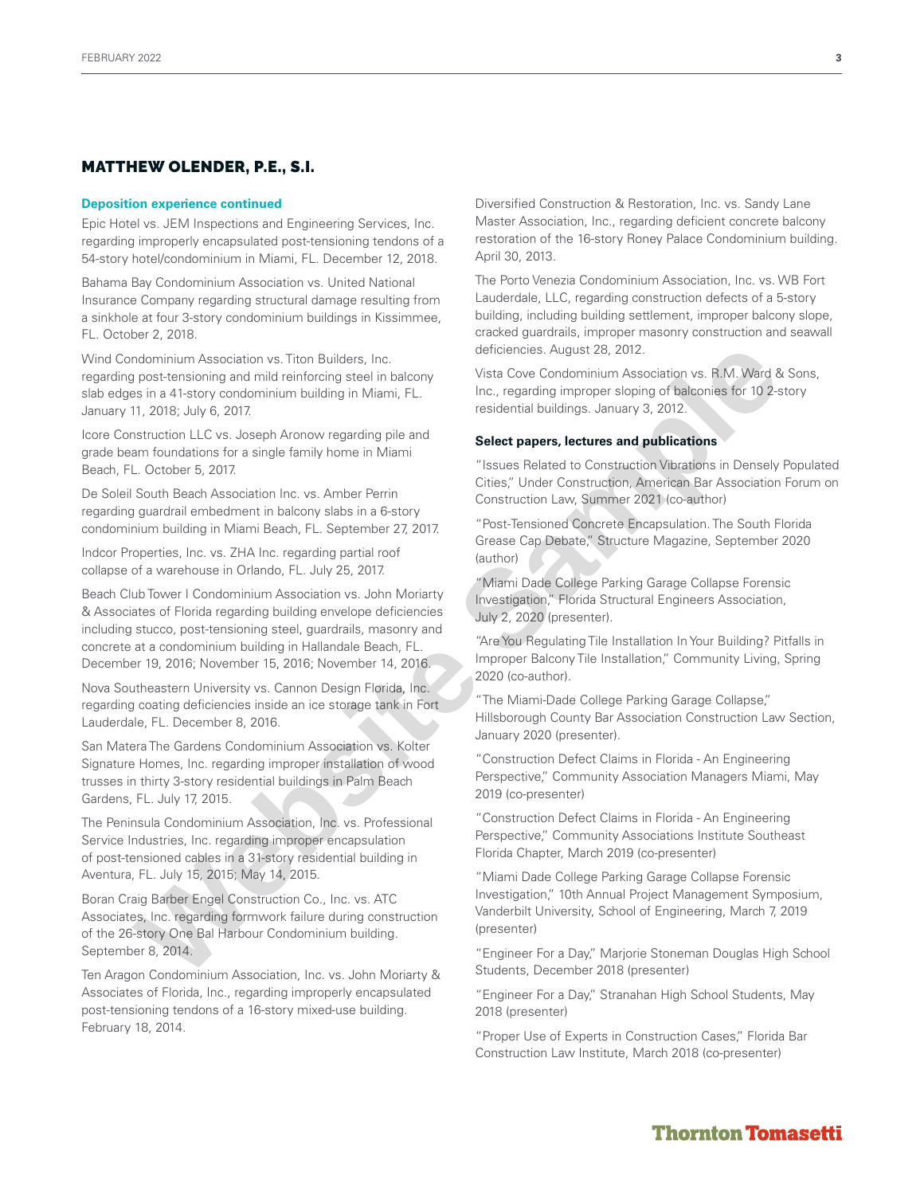## MATTHEW OLENDER, P.E., S.I.

### Deposition experience continued

Epic Hotel vs. JEM Inspections and Engineering Services, Inc. regarding improperly encapsulated post-tensioning tendons of a 54-story hotel/condominium in Miami, FL. December 12, 2018.

Bahama Bay Condominium Association vs. United National Insurance Company regarding structural damage resulting from a sinkhole at four 3-story condominium buildings in Kissimmee, FL. October 2, 2018.

Wind Condominium Association vs. Titon Builders, Inc. regarding post-tensioning and mild reinforcing steel in balcony slab edges in a 41-story condominium building in Miami, FL. January 11, 2018; July 6, 2017.

Icore Construction LLC vs. Joseph Aronow regarding pile and grade beam foundations for a single family home in Miami Beach, FL. October 5, 2017.

De Soleil South Beach Association Inc. vs. Amber Perrin regarding guardrail embedment in balcony slabs in a 6-story condominium building in Miami Beach, FL. September 27, 2017.

Indcor Properties, Inc. vs. ZHA Inc. regarding partial roof collapse of a warehouse in Orlando, FL. July 25, 2017.

Beach Club Tower I Condominium Association vs. John Moriarty & Associates of Florida regarding building envelope deficiencies including stucco, post-tensioning steel, guardrails, masonry and concrete at a condominium building in Hallandale Beach, FL. December 19, 2016; November 15, 2016; November 14, 2016.

Nova Southeastern University vs. Cannon Design Florida, Inc. regarding coating deficiencies inside an ice storage tank in Fort Lauderdale, FL. December 8, 2016.

San Matera The Gardens Condominium Association vs. Kolter Signature Homes, Inc. regarding improper installation of wood trusses in thirty 3-story residential buildings in Palm Beach Gardens, FL. July 17, 2015.

The Peninsula Condominium Association, Inc. vs. Professional Service Industries, Inc. regarding improper encapsulation of post-tensioned cables in a 31-story residential building in Aventura, FL. July 15, 2015; May 14, 2015.

Boran Craig Barber Engel Construction Co., Inc. vs. ATC Associates, Inc. regarding formwork failure during construction of the 26-story One Bal Harbour Condominium building. September 8, 2014.

Ten Aragon Condominium Association, Inc. vs. John Moriarty & Associates of Florida, Inc., regarding improperly encapsulated post-tensioning tendons of a 16-story mixed-use building. February 18, 2014.

Diversified Construction & Restoration, Inc. vs. Sandy Lane Master Association, Inc., regarding deficient concrete balcony restoration of the 16-story Roney Palace Condominium building. April 30, 2013.

The Porto Venezia Condominium Association, Inc. vs. WB Fort Lauderdale, LLC, regarding construction defects of a 5-story building, including building settlement, improper balcony slope, cracked guardrails, improper masonry construction and seawall deficiencies. August 28, 2012.

Vista Cove Condominium Association vs. R.M. Ward & Sons, Inc., regarding improper sloping of balconies for 10 2-story residential buildings. January 3, 2012.

### Select papers, lectures and publications

"Issues Related to Construction Vibrations in Densely Populated Cities," Under Construction, American Bar Association Forum on Construction Law, Summer 2021 (co-author)

"Post-Tensioned Concrete Encapsulation. The South Florida Grease Cap Debate," Structure Magazine, September 2020 (author)

"Miami Dade College Parking Garage Collapse Forensic Investigation," Florida Structural Engineers Association, July 2, 2020 (presenter).

"Are You Regulating Tile Installation In Your Building? Pitfalls in Improper Balcony Tile Installation," Community Living, Spring 2020 (co-author).

"The Miami-Dade College Parking Garage Collapse," Hillsborough County Bar Association Construction Law Section, January 2020 (presenter).

"Construction Defect Claims in Florida - An Engineering Perspective," Community Association Managers Miami, May 2019 (co-presenter)

"Construction Defect Claims in Florida - An Engineering Perspective," Community Associations Institute Southeast Florida Chapter, March 2019 (co-presenter)

"Miami Dade College Parking Garage Collapse Forensic Investigation," 10th Annual Project Management Symposium, Vanderbilt University, School of Engineering, March 7, 2019 (presenter)

"Engineer For a Day," Marjorie Stoneman Douglas High School Students, December 2018 (presenter)

"Engineer For a Day," Stranahan High School Students, May 2018 (presenter)

"Proper Use of Experts in Construction Cases," Florida Bar Construction Law Institute, March 2018 (co-presenter)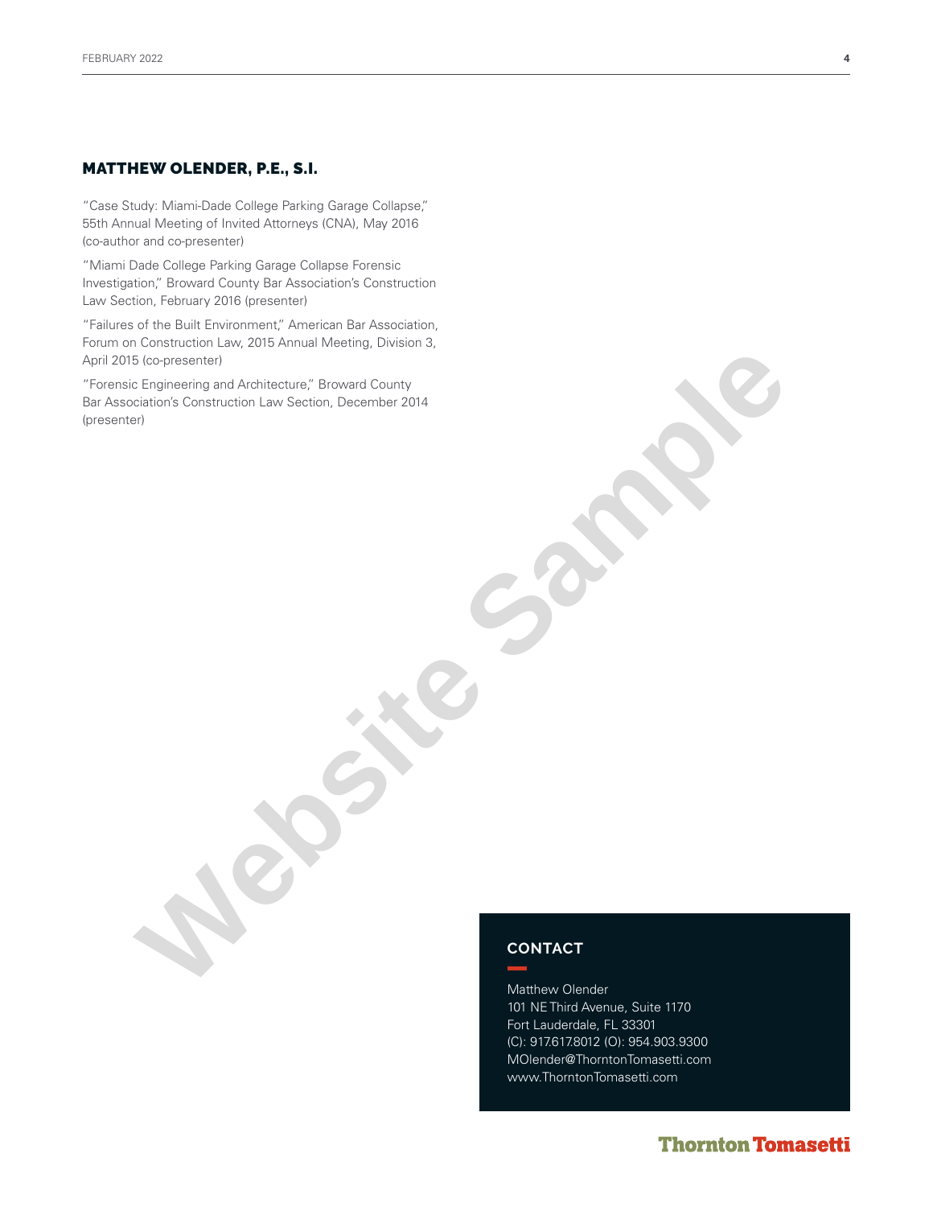## MATTHEW OLENDER, P.E., S.I.

"Case Study: Miami-Dade College Parking Garage Collapse," 55th Annual Meeting of Invited Attorneys (CNA), May 2016 (co-author and co-presenter)

"Miami Dade College Parking Garage Collapse Forensic Investigation," Broward County Bar Association's Construction Law Section, February 2016 (presenter)

"Failures of the Built Environment," American Bar Association, Forum on Construction Law, 2015 Annual Meeting, Division 3, April 2015 (co-presenter)

"Forensic Engineering and Architecture," Broward County Bar Association's Construction Law Section, December 2014 (presenter)

Website Sample

### CONTACT

Matthew Olender
101 NE Third Avenue, Suite 1170
Fort Lauderdale, FL 33301
(C): 917.617.8012 (O): 954.903.9300
MOlender@ThorntonTomasetti.com
www.ThorntonTomasetti.com

Thornton Tomasetti